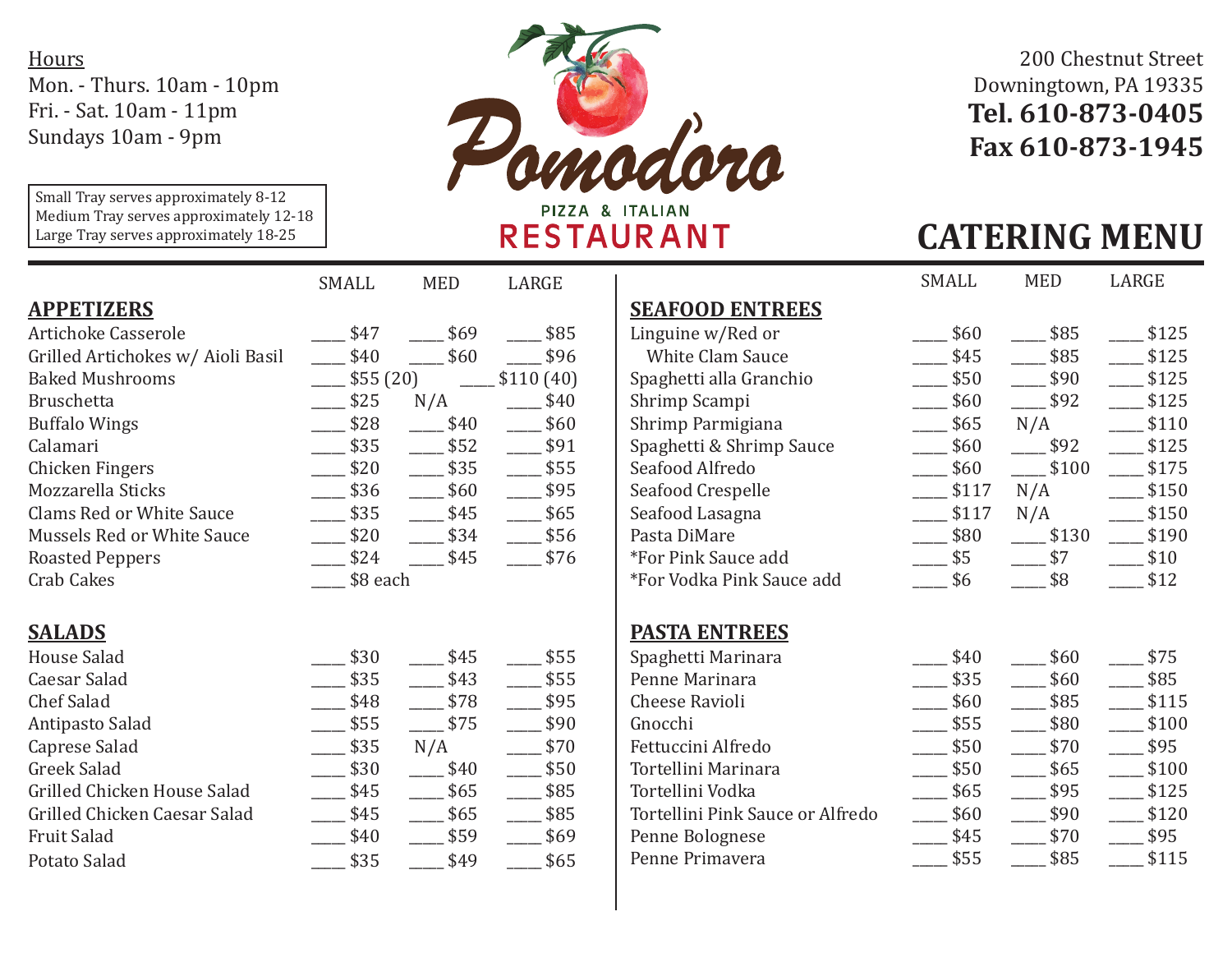# Pomodoro

PIZZA & ITALIAN

RESTAURANT

## CATERING MENU

Hours
Mon. - Thurs. 10am - 10pm
Fri. - Sat. 10am - 11pm
Sundays 10am - 9pm

200 Chestnut Street
Downingtown, PA 19335
**Tel. 610-873-0405**
**Fax 610-873-1945**

Small Tray serves approximately 8-12
Medium Tray serves approximately 12-18
Large Tray serves approximately 18-25

### APPETIZERS

| | SMALL | MED | LARGE |
|---|---|---|---|
| Artichoke Casserole | ____ $47 | ____ $69 | ____ $85 |
| Grilled Artichokes w/ Aioli Basil | ____ $40 | ____ $60 | ____ $96 |
| Baked Mushrooms | ____ $55 (20) | | ____ $110 (40) |
| Bruschetta | ____ $25 | N/A | ____ $40 |
| Buffalo Wings | ____ $28 | ____ $40 | ____ $60 |
| Calamari | ____ $35 | ____ $52 | ____ $91 |
| Chicken Fingers | ____ $20 | ____ $35 | ____ $55 |
| Mozzarella Sticks | ____ $36 | ____ $60 | ____ $95 |
| Clams Red or White Sauce | ____ $35 | ____ $45 | ____ $65 |
| Mussels Red or White Sauce | ____ $20 | ____ $34 | ____ $56 |
| Roasted Peppers | ____ $24 | ____ $45 | ____ $76 |
| Crab Cakes | ____ $8 each | | |

### SALADS

| | SMALL | MED | LARGE |
|---|---|---|---|
| House Salad | ____ $30 | ____ $45 | ____ $55 |
| Caesar Salad | ____ $35 | ____ $43 | ____ $55 |
| Chef Salad | ____ $48 | ____ $78 | ____ $95 |
| Antipasto Salad | ____ $55 | ____ $75 | ____ $90 |
| Caprese Salad | ____ $35 | N/A | ____ $70 |
| Greek Salad | ____ $30 | ____ $40 | ____ $50 |
| Grilled Chicken House Salad | ____ $45 | ____ $65 | ____ $85 |
| Grilled Chicken Caesar Salad | ____ $45 | ____ $65 | ____ $85 |
| Fruit Salad | ____ $40 | ____ $59 | ____ $69 |
| Potato Salad | ____ $35 | ____ $49 | ____ $65 |

### SEAFOOD ENTREES

| | SMALL | MED | LARGE |
|---|---|---|---|
| Linguine w/Red or | ____ $60 | ____ $85 | ____ $125 |
| White Clam Sauce | ____ $45 | ____ $85 | ____ $125 |
| Spaghetti alla Granchio | ____ $50 | ____ $90 | ____ $125 |
| Shrimp Scampi | ____ $60 | ____ $92 | ____ $125 |
| Shrimp Parmigiana | ____ $65 | N/A | ____ $110 |
| Spaghetti & Shrimp Sauce | ____ $60 | ____ $92 | ____ $125 |
| Seafood Alfredo | ____ $60 | ____ $100 | ____ $175 |
| Seafood Crespelle | ____ $117 | N/A | ____ $150 |
| Seafood Lasagna | ____ $117 | N/A | ____ $150 |
| Pasta DiMare | ____ $80 | ____ $130 | ____ $190 |
| *For Pink Sauce add | ____ $5 | ____ $7 | ____ $10 |
| *For Vodka Pink Sauce add | ____ $6 | ____ $8 | ____ $12 |

### PASTA ENTREES

| | SMALL | MED | LARGE |
|---|---|---|---|
| Spaghetti Marinara | ____ $40 | ____ $60 | ____ $75 |
| Penne Marinara | ____ $35 | ____ $60 | ____ $85 |
| Cheese Ravioli | ____ $60 | ____ $85 | ____ $115 |
| Gnocchi | ____ $55 | ____ $80 | ____ $100 |
| Fettuccini Alfredo | ____ $50 | ____ $70 | ____ $95 |
| Tortellini Marinara | ____ $50 | ____ $65 | ____ $100 |
| Tortellini Vodka | ____ $65 | ____ $95 | ____ $125 |
| Tortellini Pink Sauce or Alfredo | ____ $60 | ____ $90 | ____ $120 |
| Penne Bolognese | ____ $45 | ____ $70 | ____ $95 |
| Penne Primavera | ____ $55 | ____ $85 | ____ $115 |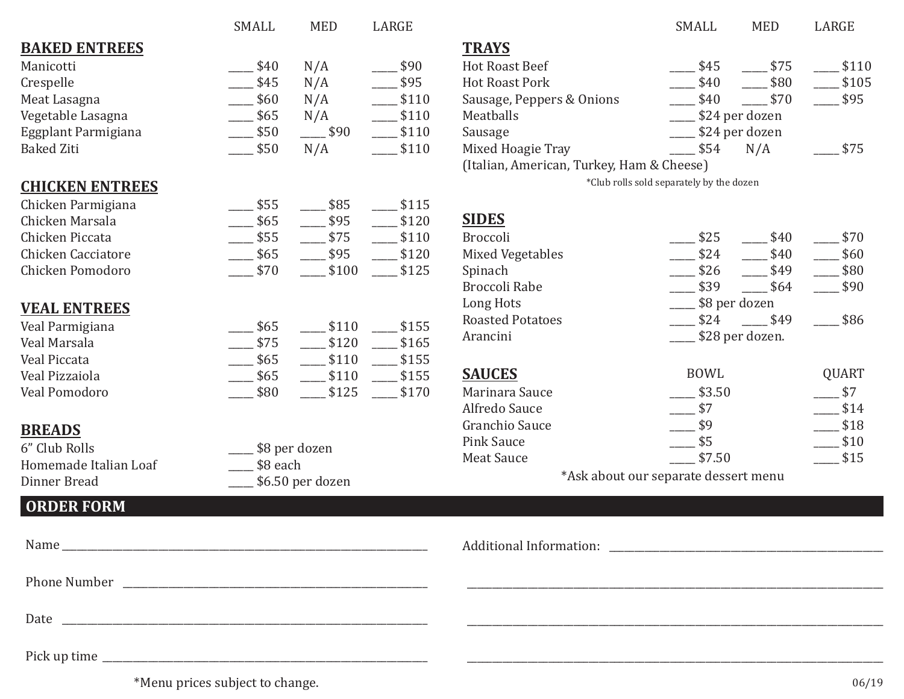## BAKED ENTREES

| | SMALL | MED | LARGE |
|---|---|---|---|
| Manicotti | ____ $40 | N/A | ____ $90 |
| Crespelle | ____ $45 | N/A | ____ $95 |
| Meat Lasagna | ____ $60 | N/A | ____ $110 |
| Vegetable Lasagna | ____ $65 | N/A | ____ $110 |
| Eggplant Parmigiana | ____ $50 | ____ $90 | ____ $110 |
| Baked Ziti | ____ $50 | N/A | ____ $110 |

## CHICKEN ENTREES

| | SMALL | MED | LARGE |
|---|---|---|---|
| Chicken Parmigiana | ____ $55 | ____ $85 | ____ $115 |
| Chicken Marsala | ____ $65 | ____ $95 | ____ $120 |
| Chicken Piccata | ____ $55 | ____ $75 | ____ $110 |
| Chicken Cacciatore | ____ $65 | ____ $95 | ____ $120 |
| Chicken Pomodoro | ____ $70 | ____ $100 | ____ $125 |

## VEAL ENTREES

| | SMALL | MED | LARGE |
|---|---|---|---|
| Veal Parmigiana | ____ $65 | ____ $110 | ____ $155 |
| Veal Marsala | ____ $75 | ____ $120 | ____ $165 |
| Veal Piccata | ____ $65 | ____ $110 | ____ $155 |
| Veal Pizzaiola | ____ $65 | ____ $110 | ____ $155 |
| Veal Pomodoro | ____ $80 | ____ $125 | ____ $170 |

## BREADS

| | |
|---|---|
| 6" Club Rolls | ____ $8 per dozen |
| Homemade Italian Loaf | ____ $8 each |
| Dinner Bread | ____ $6.50 per dozen |

## TRAYS

| | SMALL | MED | LARGE |
|---|---|---|---|
| Hot Roast Beef | ____ $45 | ____ $75 | ____ $110 |
| Hot Roast Pork | ____ $40 | ____ $80 | ____ $105 |
| Sausage, Peppers & Onions | ____ $40 | ____ $70 | ____ $95 |
| Meatballs | ____ $24 per dozen | | |
| Sausage | ____ $24 per dozen | | |
| Mixed Hoagie Tray (Italian, American, Turkey, Ham & Cheese) | ____ $54 | N/A | ____ $75 |

*Club rolls sold separately by the dozen

## SIDES

| | SMALL | MED | LARGE |
|---|---|---|---|
| Broccoli | ____ $25 | ____ $40 | ____ $70 |
| Mixed Vegetables | ____ $24 | ____ $40 | ____ $60 |
| Spinach | ____ $26 | ____ $49 | ____ $80 |
| Broccoli Rabe | ____ $39 | ____ $64 | ____ $90 |
| Long Hots | ____ $8 per dozen | | |
| Roasted Potatoes | ____ $24 | ____ $49 | ____ $86 |
| Arancini | ____ $28 per dozen. | | |

## SAUCES

| | BOWL | QUART |
|---|---|---|
| Marinara Sauce | ____ $3.50 | ____ $7 |
| Alfredo Sauce | ____ $7 | ____ $14 |
| Granchio Sauce | ____ $9 | ____ $18 |
| Pink Sauce | ____ $5 | ____ $10 |
| Meat Sauce | ____ $7.50 | ____ $15 |

*Ask about our separate dessert menu

## ORDER FORM

Name ______________________________

Phone Number ______________________________

Date ______________________________

Pick up time ______________________________

Additional Information: ______________________________

______________________________

______________________________

______________________________

*Menu prices subject to change.

06/19